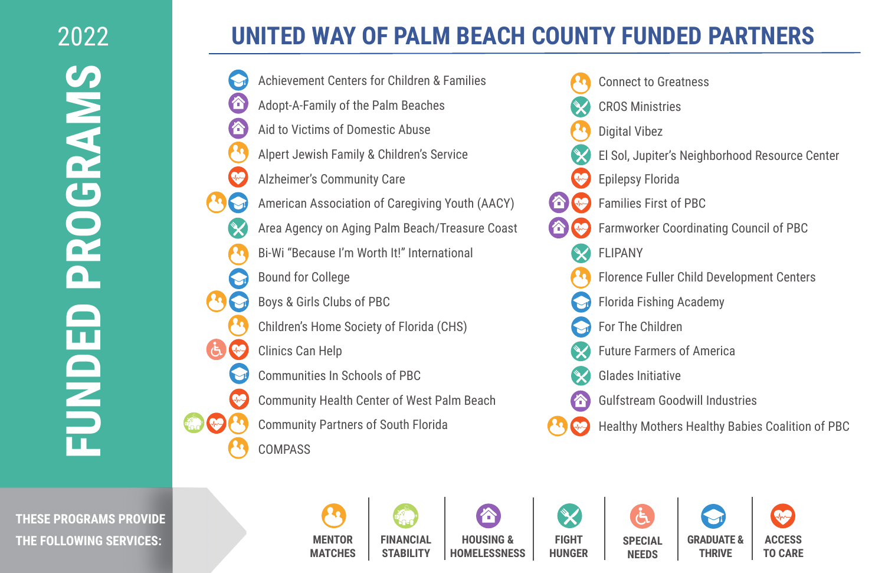# 2022 FUNDED PROGRAMS

## UNITED WAY OF PALM BEACH COUNTY FUNDED PARTNERS

- Achievement Centers for Children & Families
- Adopt-A-Family of the Palm Beaches
- Aid to Victims of Domestic Abuse
- Alpert Jewish Family & Children's Service
- Alzheimer's Community Care
- American Association of Caregiving Youth (AACY)
- Area Agency on Aging Palm Beach/Treasure Coast
- Bi-Wi "Because I'm Worth It!" International
- Bound for College
- Boys & Girls Clubs of PBC
- Children's Home Society of Florida (CHS)
- Clinics Can Help
- Communities In Schools of PBC
- Community Health Center of West Palm Beach
- Community Partners of South Florida
- COMPASS
- Connect to Greatness
- CROS Ministries
- Digital Vibez
- El Sol, Jupiter's Neighborhood Resource Center
- Epilepsy Florida
- Families First of PBC
- Farmworker Coordinating Council of PBC
- FLIPANY
- Florence Fuller Child Development Centers
- Florida Fishing Academy
- For The Children
- Future Farmers of America
- Glades Initiative
- Gulfstream Goodwill Industries
- Healthy Mothers Healthy Babies Coalition of PBC

**THESE PROGRAMS PROVIDE THE FOLLOWING SERVICES:**

MENTOR MATCHES | FINANCIAL STABILITY | HOUSING & HOMELESSNESS | FIGHT HUNGER | SPECIAL NEEDS | GRADUATE & THRIVE | ACCESS TO CARE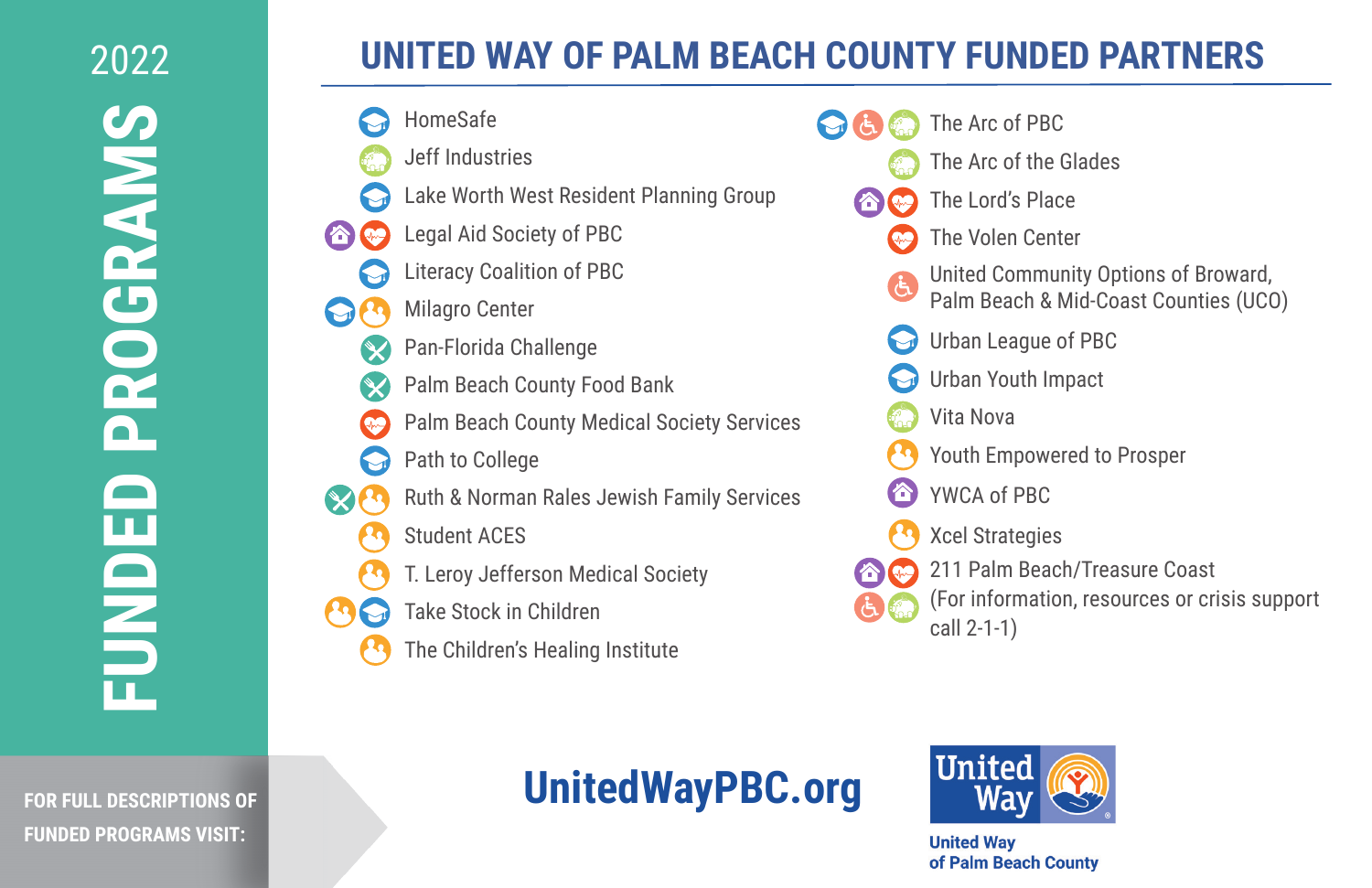# 2022 FUNDED PROGRAMS

## UNITED WAY OF PALM BEACH COUNTY FUNDED PARTNERS

- HomeSafe
- Jeff Industries
- Lake Worth West Resident Planning Group
- Legal Aid Society of PBC
- Literacy Coalition of PBC
- Milagro Center
- Pan-Florida Challenge
- Palm Beach County Food Bank
- Palm Beach County Medical Society Services
- Path to College
- Ruth & Norman Rales Jewish Family Services
- Student ACES
- T. Leroy Jefferson Medical Society
- Take Stock in Children
- The Children's Healing Institute
- The Arc of PBC
- The Arc of the Glades
- The Lord's Place
- The Volen Center
- United Community Options of Broward, Palm Beach & Mid-Coast Counties (UCO)
- Urban League of PBC
- Urban Youth Impact
- Vita Nova
- Youth Empowered to Prosper
- YWCA of PBC
- Xcel Strategies
- 211 Palm Beach/Treasure Coast (For information, resources or crisis support call 2-1-1)

**FOR FULL DESCRIPTIONS OF FUNDED PROGRAMS VISIT:**

**UnitedWayPBC.org**

United Way

United Way of Palm Beach County